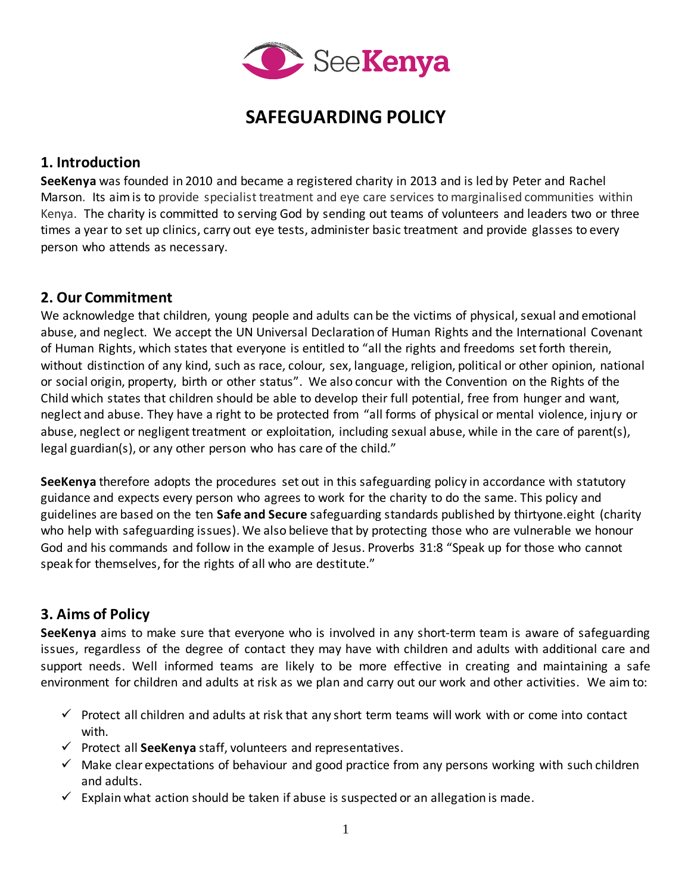# SAFEGUARDING POLICY

## 1. Introduction

**SeeKenya** was founded in 2010 and became a registered charity in 2013 and is led by Peter and Rachel Marson. Its aim is to provide specialist treatment and eye care services to marginalised communities within Kenya. The charity is committed to serving God by sending out teams of volunteers and leaders two or three times a year to set up clinics, carry out eye tests, administer basic treatment and provide glasses to every person who attends as necessary.

## 2. Our Commitment

We acknowledge that children, young people and adults can be the victims of physical, sexual and emotional abuse, and neglect. We accept the UN Universal Declaration of Human Rights and the International Covenant of Human Rights, which states that everyone is entitled to "all the rights and freedoms set forth therein, without distinction of any kind, such as race, colour, sex, language, religion, political or other opinion, national or social origin, property, birth or other status". We also concur with the Convention on the Rights of the Child which states that children should be able to develop their full potential, free from hunger and want, neglect and abuse. They have a right to be protected from "all forms of physical or mental violence, injury or abuse, neglect or negligent treatment or exploitation, including sexual abuse, while in the care of parent(s), legal guardian(s), or any other person who has care of the child."

**SeeKenya** therefore adopts the procedures set out in this safeguarding policy in accordance with statutory guidance and expects every person who agrees to work for the charity to do the same. This policy and guidelines are based on the ten **Safe and Secure** safeguarding standards published by thirtyone.eight (charity who help with safeguarding issues). We also believe that by protecting those who are vulnerable we honour God and his commands and follow in the example of Jesus. Proverbs 31:8 "Speak up for those who cannot speak for themselves, for the rights of all who are destitute."

## 3. Aims of Policy

**SeeKenya** aims to make sure that everyone who is involved in any short-term team is aware of safeguarding issues, regardless of the degree of contact they may have with children and adults with additional care and support needs. Well informed teams are likely to be more effective in creating and maintaining a safe environment for children and adults at risk as we plan and carry out our work and other activities. We aim to:

- ✓ Protect all children and adults at risk that any short term teams will work with or come into contact with.
- ✓ Protect all **SeeKenya** staff, volunteers and representatives.
- ✓ Make clear expectations of behaviour and good practice from any persons working with such children and adults.
- ✓ Explain what action should be taken if abuse is suspected or an allegation is made.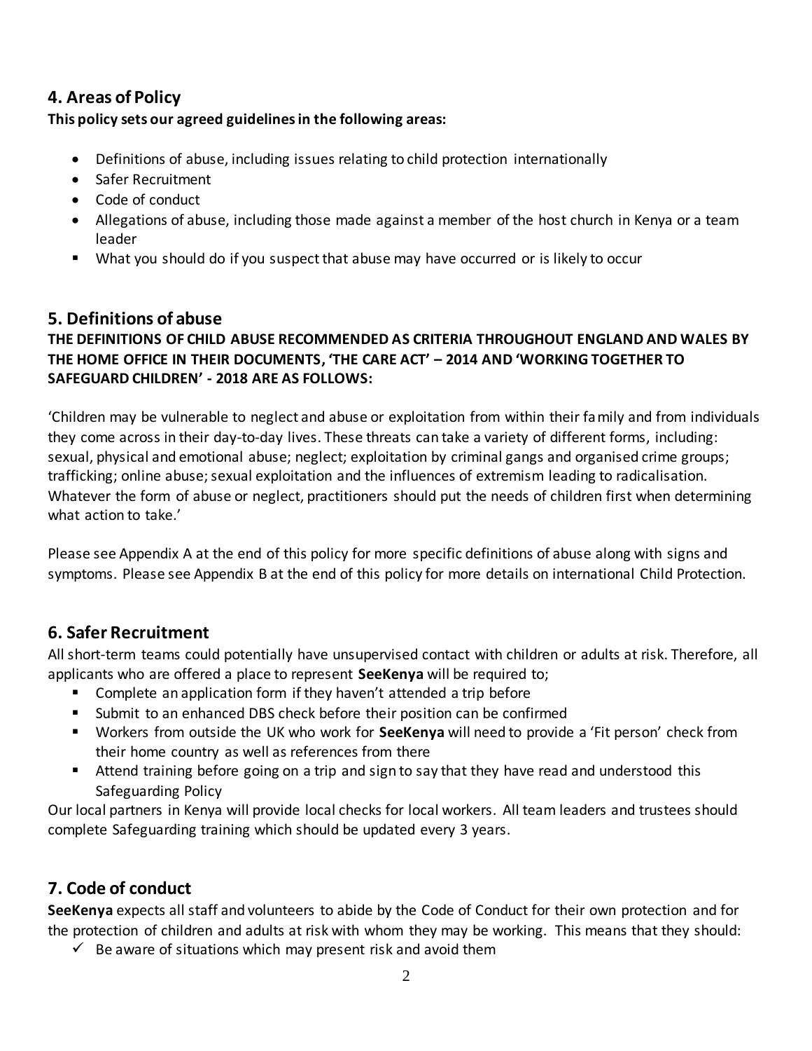## 4. Areas of Policy

**This policy sets our agreed guidelines in the following areas:**

- Definitions of abuse, including issues relating to child protection internationally
- Safer Recruitment
- Code of conduct
- Allegations of abuse, including those made against a member of the host church in Kenya or a team leader
- What you should do if you suspect that abuse may have occurred or is likely to occur

## 5. Definitions of abuse

**THE DEFINITIONS OF CHILD ABUSE RECOMMENDED AS CRITERIA THROUGHOUT ENGLAND AND WALES BY THE HOME OFFICE IN THEIR DOCUMENTS, 'THE CARE ACT' – 2014 AND 'WORKING TOGETHER TO SAFEGUARD CHILDREN' - 2018 ARE AS FOLLOWS:**

'Children may be vulnerable to neglect and abuse or exploitation from within their family and from individuals they come across in their day-to-day lives. These threats can take a variety of different forms, including: sexual, physical and emotional abuse; neglect; exploitation by criminal gangs and organised crime groups; trafficking; online abuse; sexual exploitation and the influences of extremism leading to radicalisation. Whatever the form of abuse or neglect, practitioners should put the needs of children first when determining what action to take.'

Please see Appendix A at the end of this policy for more specific definitions of abuse along with signs and symptoms. Please see Appendix B at the end of this policy for more details on international Child Protection.

## 6. Safer Recruitment

All short-term teams could potentially have unsupervised contact with children or adults at risk. Therefore, all applicants who are offered a place to represent **SeeKenya** will be required to;

- Complete an application form if they haven't attended a trip before
- Submit to an enhanced DBS check before their position can be confirmed
- Workers from outside the UK who work for **SeeKenya** will need to provide a 'Fit person' check from their home country as well as references from there
- Attend training before going on a trip and sign to say that they have read and understood this Safeguarding Policy

Our local partners in Kenya will provide local checks for local workers. All team leaders and trustees should complete Safeguarding training which should be updated every 3 years.

## 7. Code of conduct

**SeeKenya** expects all staff and volunteers to abide by the Code of Conduct for their own protection and for the protection of children and adults at risk with whom they may be working. This means that they should:

- ✓ Be aware of situations which may present risk and avoid them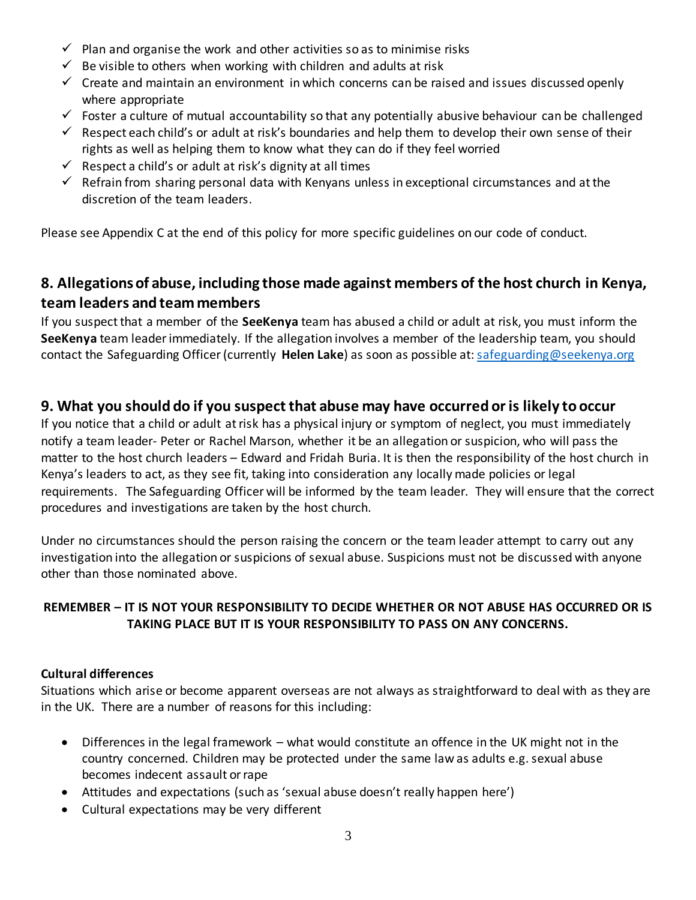- ✓ Plan and organise the work and other activities so as to minimise risks
- ✓ Be visible to others when working with children and adults at risk
- ✓ Create and maintain an environment in which concerns can be raised and issues discussed openly where appropriate
- ✓ Foster a culture of mutual accountability so that any potentially abusive behaviour can be challenged
- ✓ Respect each child's or adult at risk's boundaries and help them to develop their own sense of their rights as well as helping them to know what they can do if they feel worried
- ✓ Respect a child's or adult at risk's dignity at all times
- ✓ Refrain from sharing personal data with Kenyans unless in exceptional circumstances and at the discretion of the team leaders.

Please see Appendix C at the end of this policy for more specific guidelines on our code of conduct.

## 8. Allegations of abuse, including those made against members of the host church in Kenya, team leaders and team members

If you suspect that a member of the **SeeKenya** team has abused a child or adult at risk, you must inform the **SeeKenya** team leader immediately. If the allegation involves a member of the leadership team, you should contact the Safeguarding Officer (currently **Helen Lake**) as soon as possible at: safeguarding@seekenya.org

## 9. What you should do if you suspect that abuse may have occurred or is likely to occur

If you notice that a child or adult at risk has a physical injury or symptom of neglect, you must immediately notify a team leader- Peter or Rachel Marson, whether it be an allegation or suspicion, who will pass the matter to the host church leaders – Edward and Fridah Buria. It is then the responsibility of the host church in Kenya's leaders to act, as they see fit, taking into consideration any locally made policies or legal requirements. The Safeguarding Officer will be informed by the team leader. They will ensure that the correct procedures and investigations are taken by the host church.

Under no circumstances should the person raising the concern or the team leader attempt to carry out any investigation into the allegation or suspicions of sexual abuse. Suspicions must not be discussed with anyone other than those nominated above.

**REMEMBER – IT IS NOT YOUR RESPONSIBILITY TO DECIDE WHETHER OR NOT ABUSE HAS OCCURRED OR IS TAKING PLACE BUT IT IS YOUR RESPONSIBILITY TO PASS ON ANY CONCERNS.**

### Cultural differences

Situations which arise or become apparent overseas are not always as straightforward to deal with as they are in the UK. There are a number of reasons for this including:

- Differences in the legal framework – what would constitute an offence in the UK might not in the country concerned. Children may be protected under the same law as adults e.g. sexual abuse becomes indecent assault or rape
- Attitudes and expectations (such as 'sexual abuse doesn't really happen here')
- Cultural expectations may be very different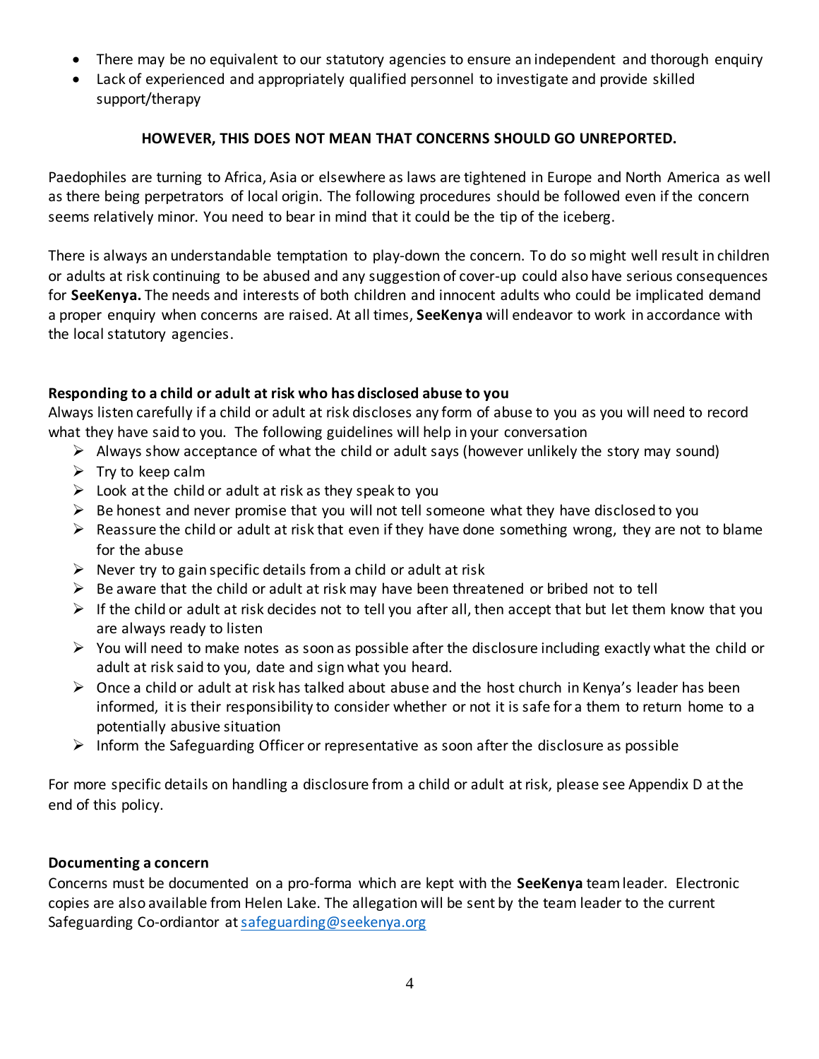- There may be no equivalent to our statutory agencies to ensure an independent and thorough enquiry
- Lack of experienced and appropriately qualified personnel to investigate and provide skilled support/therapy

**HOWEVER, THIS DOES NOT MEAN THAT CONCERNS SHOULD GO UNREPORTED.**

Paedophiles are turning to Africa, Asia or elsewhere as laws are tightened in Europe and North America as well as there being perpetrators of local origin. The following procedures should be followed even if the concern seems relatively minor. You need to bear in mind that it could be the tip of the iceberg.

There is always an understandable temptation to play-down the concern. To do so might well result in children or adults at risk continuing to be abused and any suggestion of cover-up could also have serious consequences for **SeeKenya.** The needs and interests of both children and innocent adults who could be implicated demand a proper enquiry when concerns are raised. At all times, **SeeKenya** will endeavor to work in accordance with the local statutory agencies.

**Responding to a child or adult at risk who has disclosed abuse to you**

Always listen carefully if a child or adult at risk discloses any form of abuse to you as you will need to record what they have said to you. The following guidelines will help in your conversation

- Always show acceptance of what the child or adult says (however unlikely the story may sound)
- Try to keep calm
- Look at the child or adult at risk as they speak to you
- Be honest and never promise that you will not tell someone what they have disclosed to you
- Reassure the child or adult at risk that even if they have done something wrong, they are not to blame for the abuse
- Never try to gain specific details from a child or adult at risk
- Be aware that the child or adult at risk may have been threatened or bribed not to tell
- If the child or adult at risk decides not to tell you after all, then accept that but let them know that you are always ready to listen
- You will need to make notes as soon as possible after the disclosure including exactly what the child or adult at risk said to you, date and sign what you heard.
- Once a child or adult at risk has talked about abuse and the host church in Kenya's leader has been informed, it is their responsibility to consider whether or not it is safe for a them to return home to a potentially abusive situation
- Inform the Safeguarding Officer or representative as soon after the disclosure as possible

For more specific details on handling a disclosure from a child or adult at risk, please see Appendix D at the end of this policy.

**Documenting a concern**

Concerns must be documented on a pro-forma which are kept with the **SeeKenya** team leader. Electronic copies are also available from Helen Lake. The allegation will be sent by the team leader to the current Safeguarding Co-ordiantor at safeguarding@seekenya.org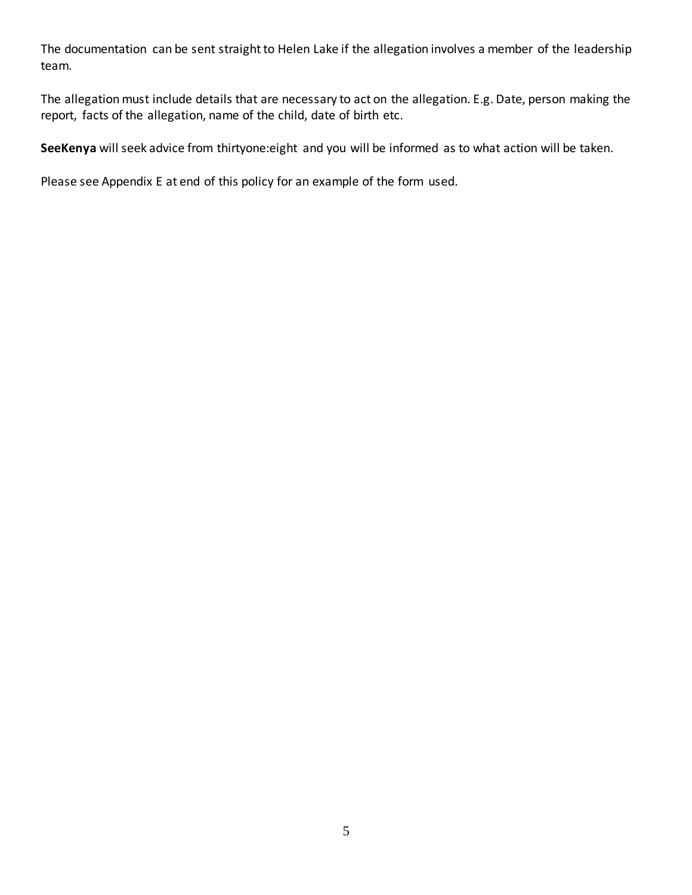The documentation can be sent straight to Helen Lake if the allegation involves a member of the leadership team.

The allegation must include details that are necessary to act on the allegation. E.g. Date, person making the report, facts of the allegation, name of the child, date of birth etc.

**SeeKenya** will seek advice from thirtyone:eight and you will be informed as to what action will be taken.

Please see Appendix E at end of this policy for an example of the form used.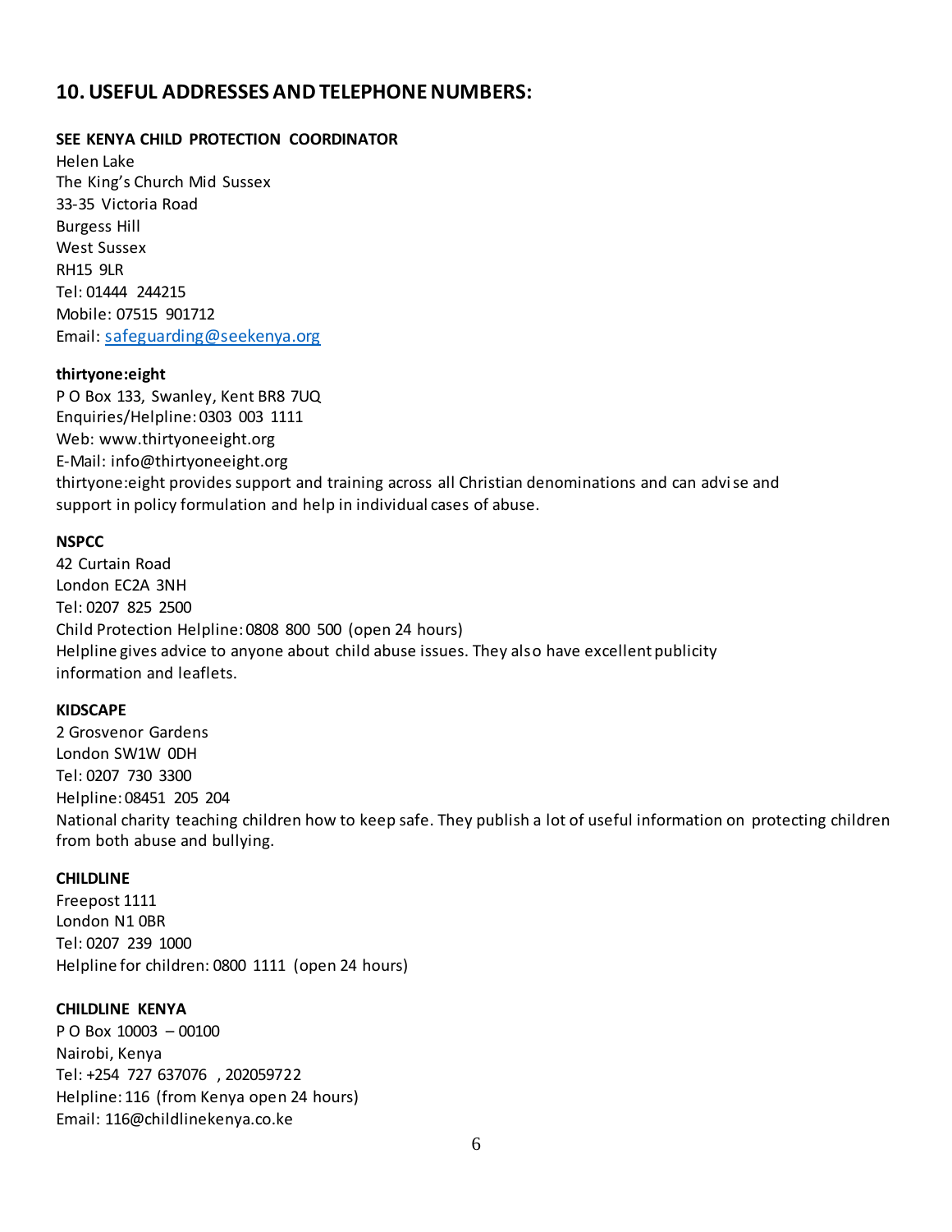## 10. USEFUL ADDRESSES AND TELEPHONE NUMBERS:

**SEE KENYA CHILD PROTECTION COORDINATOR**
Helen Lake
The King's Church Mid Sussex
33-35 Victoria Road
Burgess Hill
West Sussex
RH15 9LR
Tel: 01444 244215
Mobile: 07515 901712
Email: safeguarding@seekenya.org

**thirtyone:eight**
P O Box 133, Swanley, Kent BR8 7UQ
Enquiries/Helpline: 0303 003 1111
Web: www.thirtyoneeight.org
E-Mail: info@thirtyoneeight.org
thirtyone:eight provides support and training across all Christian denominations and can advise and support in policy formulation and help in individual cases of abuse.

**NSPCC**
42 Curtain Road
London EC2A 3NH
Tel: 0207 825 2500
Child Protection Helpline: 0808 800 500 (open 24 hours)
Helpline gives advice to anyone about child abuse issues. They also have excellent publicity information and leaflets.

**KIDSCAPE**
2 Grosvenor Gardens
London SW1W 0DH
Tel: 0207 730 3300
Helpline: 08451 205 204
National charity teaching children how to keep safe. They publish a lot of useful information on protecting children from both abuse and bullying.

**CHILDLINE**
Freepost 1111
London N1 0BR
Tel: 0207 239 1000
Helpline for children: 0800 1111 (open 24 hours)

**CHILDLINE KENYA**
P O Box 10003 – 00100
Nairobi, Kenya
Tel: +254 727 637076 , 202059722
Helpline: 116 (from Kenya open 24 hours)
Email: 116@childlinekenya.co.ke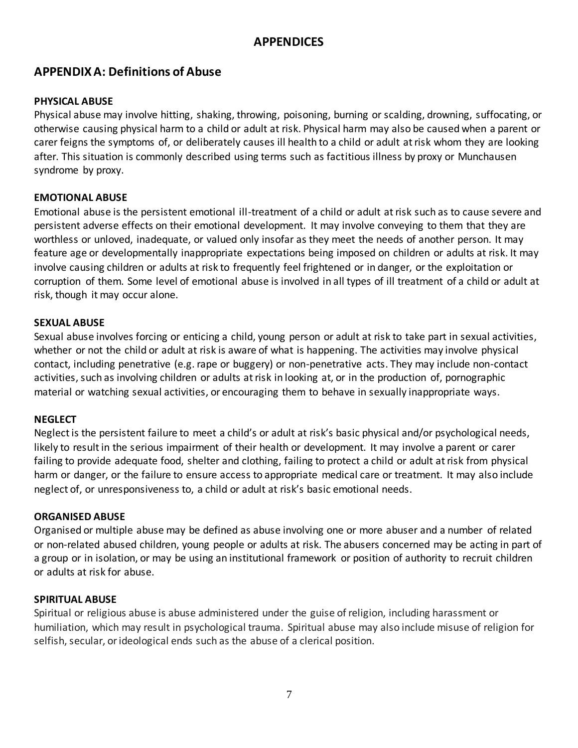# APPENDICES

## APPENDIX A: Definitions of Abuse

**PHYSICAL ABUSE**

Physical abuse may involve hitting, shaking, throwing, poisoning, burning or scalding, drowning, suffocating, or otherwise causing physical harm to a child or adult at risk. Physical harm may also be caused when a parent or carer feigns the symptoms of, or deliberately causes ill health to a child or adult at risk whom they are looking after. This situation is commonly described using terms such as factitious illness by proxy or Munchausen syndrome by proxy.

**EMOTIONAL ABUSE**

Emotional abuse is the persistent emotional ill-treatment of a child or adult at risk such as to cause severe and persistent adverse effects on their emotional development. It may involve conveying to them that they are worthless or unloved, inadequate, or valued only insofar as they meet the needs of another person. It may feature age or developmentally inappropriate expectations being imposed on children or adults at risk. It may involve causing children or adults at risk to frequently feel frightened or in danger, or the exploitation or corruption of them. Some level of emotional abuse is involved in all types of ill treatment of a child or adult at risk, though it may occur alone.

**SEXUAL ABUSE**

Sexual abuse involves forcing or enticing a child, young person or adult at risk to take part in sexual activities, whether or not the child or adult at risk is aware of what is happening. The activities may involve physical contact, including penetrative (e.g. rape or buggery) or non-penetrative acts. They may include non-contact activities, such as involving children or adults at risk in looking at, or in the production of, pornographic material or watching sexual activities, or encouraging them to behave in sexually inappropriate ways.

**NEGLECT**

Neglect is the persistent failure to meet a child's or adult at risk's basic physical and/or psychological needs, likely to result in the serious impairment of their health or development. It may involve a parent or carer failing to provide adequate food, shelter and clothing, failing to protect a child or adult at risk from physical harm or danger, or the failure to ensure access to appropriate medical care or treatment. It may also include neglect of, or unresponsiveness to, a child or adult at risk's basic emotional needs.

**ORGANISED ABUSE**

Organised or multiple abuse may be defined as abuse involving one or more abuser and a number of related or non-related abused children, young people or adults at risk. The abusers concerned may be acting in part of a group or in isolation, or may be using an institutional framework or position of authority to recruit children or adults at risk for abuse.

**SPIRITUAL ABUSE**

Spiritual or religious abuse is abuse administered under the guise of religion, including harassment or humiliation, which may result in psychological trauma. Spiritual abuse may also include misuse of religion for selfish, secular, or ideological ends such as the abuse of a clerical position.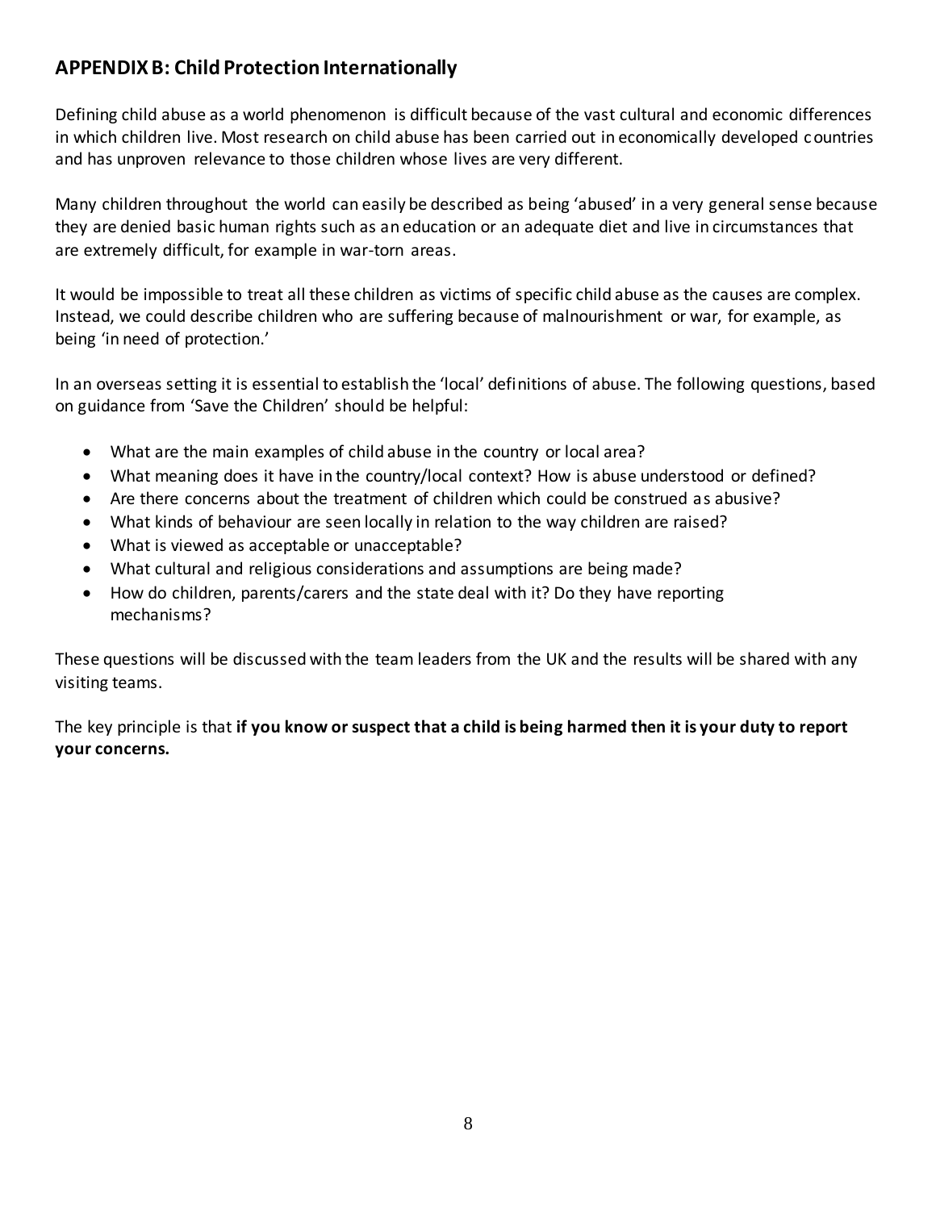## APPENDIX B: Child Protection Internationally

Defining child abuse as a world phenomenon is difficult because of the vast cultural and economic differences in which children live. Most research on child abuse has been carried out in economically developed countries and has unproven relevance to those children whose lives are very different.

Many children throughout the world can easily be described as being 'abused' in a very general sense because they are denied basic human rights such as an education or an adequate diet and live in circumstances that are extremely difficult, for example in war-torn areas.

It would be impossible to treat all these children as victims of specific child abuse as the causes are complex. Instead, we could describe children who are suffering because of malnourishment or war, for example, as being 'in need of protection.'

In an overseas setting it is essential to establish the 'local' definitions of abuse. The following questions, based on guidance from 'Save the Children' should be helpful:

- What are the main examples of child abuse in the country or local area?
- What meaning does it have in the country/local context? How is abuse understood or defined?
- Are there concerns about the treatment of children which could be construed as abusive?
- What kinds of behaviour are seen locally in relation to the way children are raised?
- What is viewed as acceptable or unacceptable?
- What cultural and religious considerations and assumptions are being made?
- How do children, parents/carers and the state deal with it? Do they have reporting mechanisms?

These questions will be discussed with the team leaders from the UK and the results will be shared with any visiting teams.

The key principle is that **if you know or suspect that a child is being harmed then it is your duty to report your concerns.**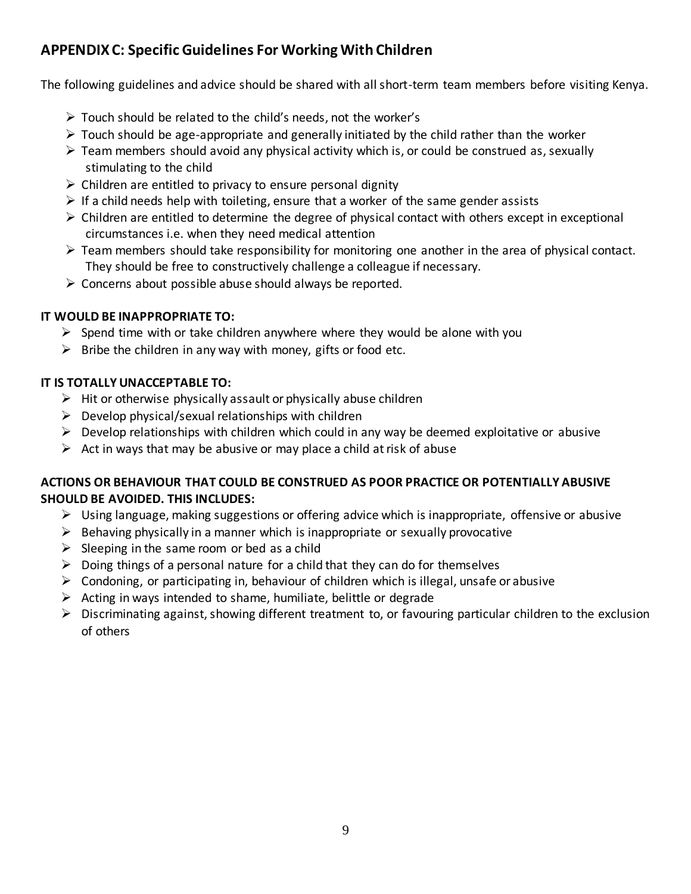## APPENDIX C: Specific Guidelines For Working With Children

The following guidelines and advice should be shared with all short-term team members before visiting Kenya.

- Touch should be related to the child's needs, not the worker's
- Touch should be age-appropriate and generally initiated by the child rather than the worker
- Team members should avoid any physical activity which is, or could be construed as, sexually stimulating to the child
- Children are entitled to privacy to ensure personal dignity
- If a child needs help with toileting, ensure that a worker of the same gender assists
- Children are entitled to determine the degree of physical contact with others except in exceptional circumstances i.e. when they need medical attention
- Team members should take responsibility for monitoring one another in the area of physical contact. They should be free to constructively challenge a colleague if necessary.
- Concerns about possible abuse should always be reported.

**IT WOULD BE INAPPROPRIATE TO:**

- Spend time with or take children anywhere where they would be alone with you
- Bribe the children in any way with money, gifts or food etc.

**IT IS TOTALLY UNACCEPTABLE TO:**

- Hit or otherwise physically assault or physically abuse children
- Develop physical/sexual relationships with children
- Develop relationships with children which could in any way be deemed exploitative or abusive
- Act in ways that may be abusive or may place a child at risk of abuse

**ACTIONS OR BEHAVIOUR THAT COULD BE CONSTRUED AS POOR PRACTICE OR POTENTIALLY ABUSIVE SHOULD BE AVOIDED. THIS INCLUDES:**

- Using language, making suggestions or offering advice which is inappropriate, offensive or abusive
- Behaving physically in a manner which is inappropriate or sexually provocative
- Sleeping in the same room or bed as a child
- Doing things of a personal nature for a child that they can do for themselves
- Condoning, or participating in, behaviour of children which is illegal, unsafe or abusive
- Acting in ways intended to shame, humiliate, belittle or degrade
- Discriminating against, showing different treatment to, or favouring particular children to the exclusion of others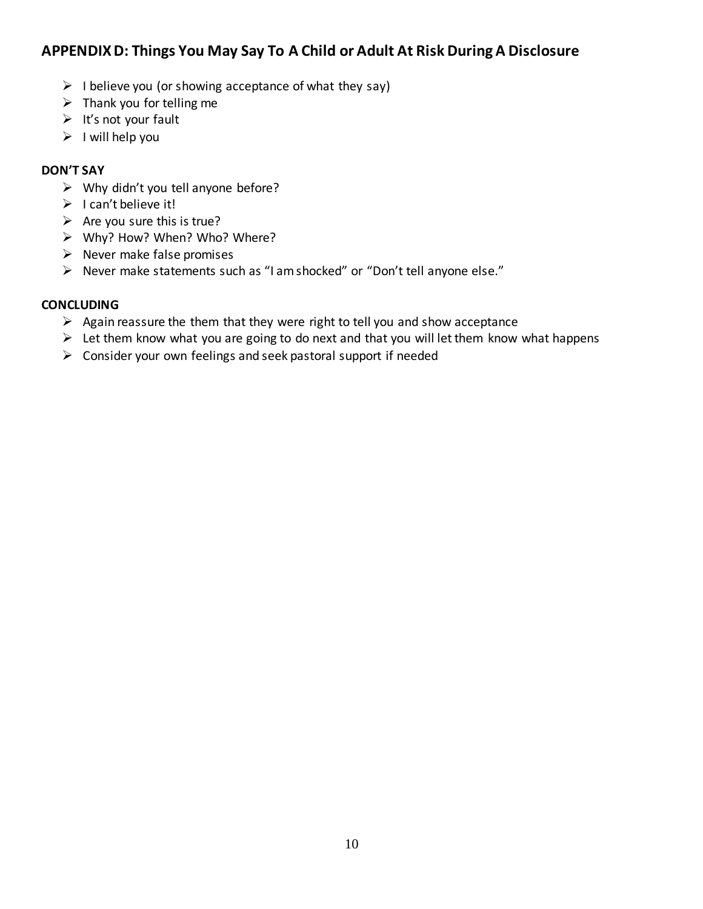## APPENDIX D: Things You May Say To A Child or Adult At Risk During A Disclosure

- I believe you (or showing acceptance of what they say)
- Thank you for telling me
- It's not your fault
- I will help you

**DON'T SAY**

- Why didn't you tell anyone before?
- I can't believe it!
- Are you sure this is true?
- Why? How? When? Who? Where?
- Never make false promises
- Never make statements such as "I am shocked" or "Don't tell anyone else."

**CONCLUDING**

- Again reassure the them that they were right to tell you and show acceptance
- Let them know what you are going to do next and that you will let them know what happens
- Consider your own feelings and seek pastoral support if needed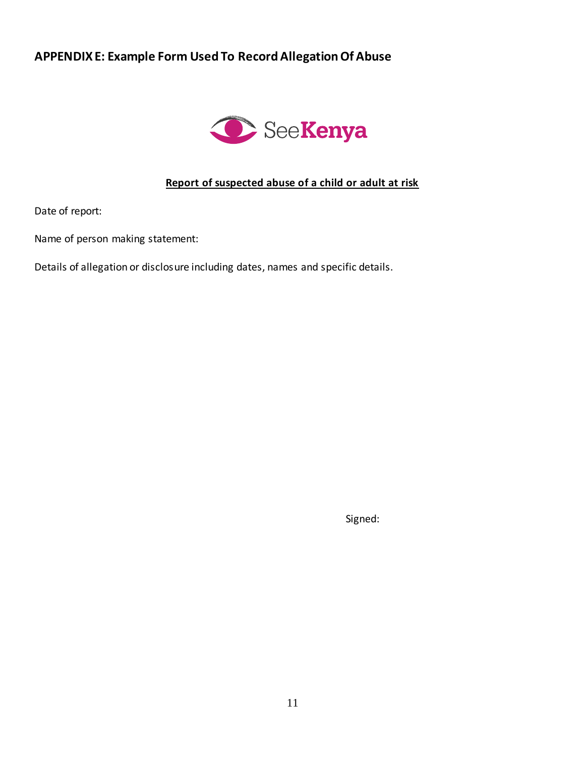## APPENDIX E: Example Form Used To Record Allegation Of Abuse

SeeKenya

**Report of suspected abuse of a child or adult at risk**

Date of report:

Name of person making statement:

Details of allegation or disclosure including dates, names and specific details.

Signed: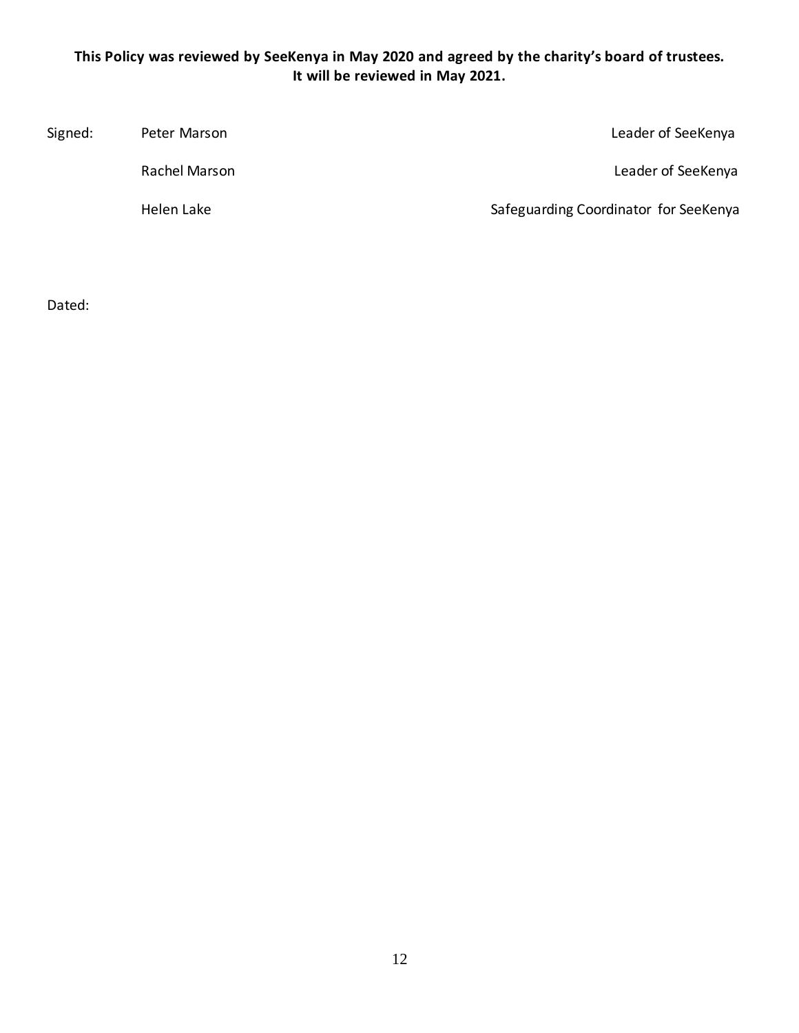**This Policy was reviewed by SeeKenya in May 2020 and agreed by the charity's board of trustees. It will be reviewed in May 2021.**

| | | |
|---|---|---|
| Signed: | Peter Marson | Leader of SeeKenya |
| | Rachel Marson | Leader of SeeKenya |
| | Helen Lake | Safeguarding Coordinator for SeeKenya |

Dated: